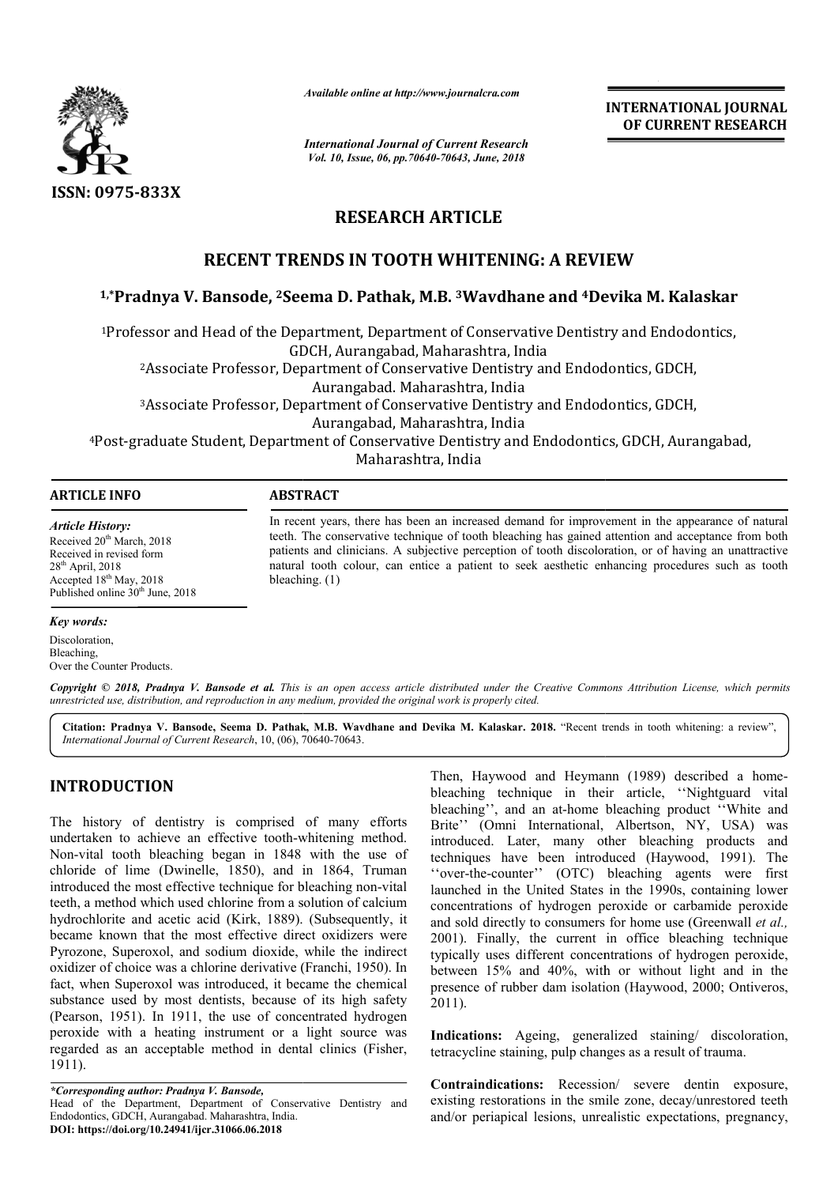ISSN: 0975-833X

*Available online at http://www.journalcra.com*

*International Journal of Current Research*
*Vol. 10, Issue, 06, pp.70640-70643, June, 2018*

**INTERNATIONAL JOURNAL OF CURRENT RESEARCH**

## RESEARCH ARTICLE

# RECENT TRENDS IN TOOTH WHITENING: A REVIEW

**[1,*]Pradnya V. Bansode, [2]Seema D. Pathak, M.B. [3]Wavdhane and [4]Devika M. Kalaskar**

[1]Professor and Head of the Department, Department of Conservative Dentistry and Endodontics, GDCH, Aurangabad, Maharashtra, India

[2]Associate Professor, Department of Conservative Dentistry and Endodontics, GDCH, Aurangabad. Maharashtra, India

[3]Associate Professor, Department of Conservative Dentistry and Endodontics, GDCH, Aurangabad, Maharashtra, India

[4]Post-graduate Student, Department of Conservative Dentistry and Endodontics, GDCH, Aurangabad, Maharashtra, India

**ARTICLE INFO**

*Article History:*
Received 20th March, 2018
Received in revised form
28th April, 2018
Accepted 18th May, 2018
Published online 30th June, 2018

*Key words:*
Discoloration,
Bleaching,
Over the Counter Products.

**ABSTRACT**

In recent years, there has been an increased demand for improvement in the appearance of natural teeth. The conservative technique of tooth bleaching has gained attention and acceptance from both patients and clinicians. A subjective perception of tooth discoloration, or of having an unattractive natural tooth colour, can entice a patient to seek aesthetic enhancing procedures such as tooth bleaching. (1)

*Copyright © 2018, Pradnya V. Bansode et al. This is an open access article distributed under the Creative Commons Attribution License, which permits unrestricted use, distribution, and reproduction in any medium, provided the original work is properly cited.*

**Citation: Pradnya V. Bansode, Seema D. Pathak, M.B. Wavdhane and Devika M. Kalaskar. 2018.** "Recent trends in tooth whitening: a review", *International Journal of Current Research*, 10, (06), 70640-70643.

## INTRODUCTION

The history of dentistry is comprised of many efforts undertaken to achieve an effective tooth-whitening method. Non-vital tooth bleaching began in 1848 with the use of chloride of lime (Dwinelle, 1850), and in 1864, Truman introduced the most effective technique for bleaching non-vital teeth, a method which used chlorine from a solution of calcium hydrochlorite and acetic acid (Kirk, 1889). (Subsequently, it became known that the most effective direct oxidizers were Pyrozone, Superoxol, and sodium dioxide, while the indirect oxidizer of choice was a chlorine derivative (Franchi, 1950). In fact, when Superoxol was introduced, it became the chemical substance used by most dentists, because of its high safety (Pearson, 1951). In 1911, the use of concentrated hydrogen peroxide with a heating instrument or a light source was regarded as an acceptable method in dental clinics (Fisher, 1911).

Then, Haywood and Heymann (1989) described a home-bleaching technique in their article, ''Nightguard vital bleaching'', and an at-home bleaching product ''White and Brite'' (Omni International, Albertson, NY, USA) was introduced. Later, many other bleaching products and techniques have been introduced (Haywood, 1991). The ''over-the-counter'' (OTC) bleaching agents were first launched in the United States in the 1990s, containing lower concentrations of hydrogen peroxide or carbamide peroxide and sold directly to consumers for home use (Greenwall *et al.,* 2001). Finally, the current in office bleaching technique typically uses different concentrations of hydrogen peroxide, between 15% and 40%, with or without light and in the presence of rubber dam isolation (Haywood, 2000; Ontiveros, 2011).

**Indications:** Ageing, generalized staining/ discoloration, tetracycline staining, pulp changes as a result of trauma.

**Contraindications:** Recession/ severe dentin exposure, existing restorations in the smile zone, decay/unrestored teeth and/or periapical lesions, unrealistic expectations, pregnancy,

*\*Corresponding author: Pradnya V. Bansode,*
Head of the Department, Department of Conservative Dentistry and Endodontics, GDCH, Aurangabad. Maharashtra, India.
**DOI: https://doi.org/10.24941/ijcr.31066.06.2018**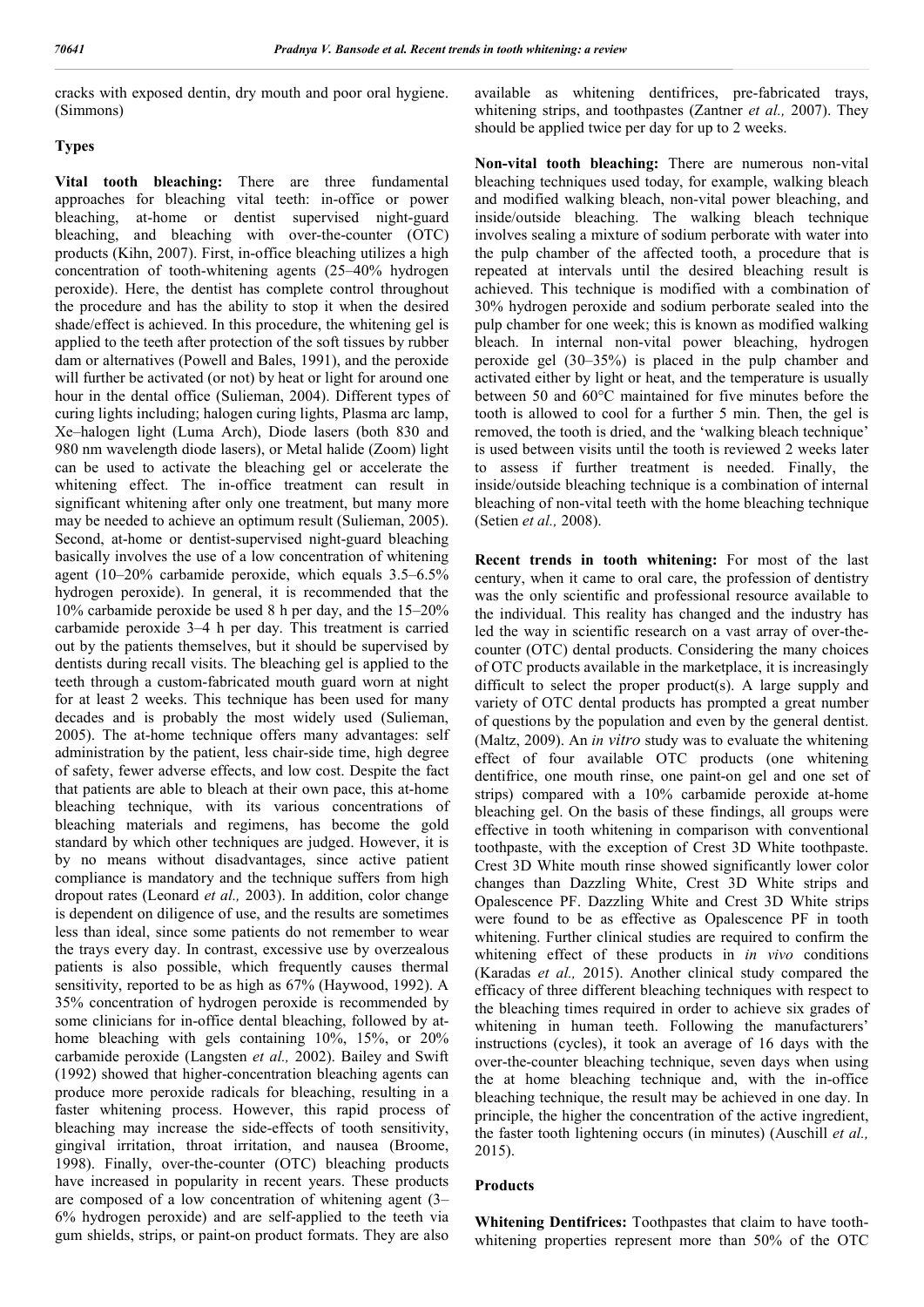cracks with exposed dentin, dry mouth and poor oral hygiene. (Simmons)

### Types

**Vital tooth bleaching:** There are three fundamental approaches for bleaching vital teeth: in-office or power bleaching, at-home or dentist supervised night-guard bleaching, and bleaching with over-the-counter (OTC) products (Kihn, 2007). First, in-office bleaching utilizes a high concentration of tooth-whitening agents (25–40% hydrogen peroxide). Here, the dentist has complete control throughout the procedure and has the ability to stop it when the desired shade/effect is achieved. In this procedure, the whitening gel is applied to the teeth after protection of the soft tissues by rubber dam or alternatives (Powell and Bales, 1991), and the peroxide will further be activated (or not) by heat or light for around one hour in the dental office (Sulieman, 2004). Different types of curing lights including; halogen curing lights, Plasma arc lamp, Xe–halogen light (Luma Arch), Diode lasers (both 830 and 980 nm wavelength diode lasers), or Metal halide (Zoom) light can be used to activate the bleaching gel or accelerate the whitening effect. The in-office treatment can result in significant whitening after only one treatment, but many more may be needed to achieve an optimum result (Sulieman, 2005). Second, at-home or dentist-supervised night-guard bleaching basically involves the use of a low concentration of whitening agent (10–20% carbamide peroxide, which equals 3.5–6.5% hydrogen peroxide). In general, it is recommended that the 10% carbamide peroxide be used 8 h per day, and the 15–20% carbamide peroxide 3–4 h per day. This treatment is carried out by the patients themselves, but it should be supervised by dentists during recall visits. The bleaching gel is applied to the teeth through a custom-fabricated mouth guard worn at night for at least 2 weeks. This technique has been used for many decades and is probably the most widely used (Sulieman, 2005). The at-home technique offers many advantages: self administration by the patient, less chair-side time, high degree of safety, fewer adverse effects, and low cost. Despite the fact that patients are able to bleach at their own pace, this at-home bleaching technique, with its various concentrations of bleaching materials and regimens, has become the gold standard by which other techniques are judged. However, it is by no means without disadvantages, since active patient compliance is mandatory and the technique suffers from high dropout rates (Leonard *et al.,* 2003). In addition, color change is dependent on diligence of use, and the results are sometimes less than ideal, since some patients do not remember to wear the trays every day. In contrast, excessive use by overzealous patients is also possible, which frequently causes thermal sensitivity, reported to be as high as 67% (Haywood, 1992). A 35% concentration of hydrogen peroxide is recommended by some clinicians for in-office dental bleaching, followed by at-home bleaching with gels containing 10%, 15%, or 20% carbamide peroxide (Langsten *et al.,* 2002). Bailey and Swift (1992) showed that higher-concentration bleaching agents can produce more peroxide radicals for bleaching, resulting in a faster whitening process. However, this rapid process of bleaching may increase the side-effects of tooth sensitivity, gingival irritation, throat irritation, and nausea (Broome, 1998). Finally, over-the-counter (OTC) bleaching products have increased in popularity in recent years. These products are composed of a low concentration of whitening agent (3–6% hydrogen peroxide) and are self-applied to the teeth via gum shields, strips, or paint-on product formats. They are also available as whitening dentifrices, pre-fabricated trays, whitening strips, and toothpastes (Zantner *et al.,* 2007). They should be applied twice per day for up to 2 weeks.

**Non-vital tooth bleaching:** There are numerous non-vital bleaching techniques used today, for example, walking bleach and modified walking bleach, non-vital power bleaching, and inside/outside bleaching. The walking bleach technique involves sealing a mixture of sodium perborate with water into the pulp chamber of the affected tooth, a procedure that is repeated at intervals until the desired bleaching result is achieved. This technique is modified with a combination of 30% hydrogen peroxide and sodium perborate sealed into the pulp chamber for one week; this is known as modified walking bleach. In internal non-vital power bleaching, hydrogen peroxide gel (30–35%) is placed in the pulp chamber and activated either by light or heat, and the temperature is usually between 50 and 60°C maintained for five minutes before the tooth is allowed to cool for a further 5 min. Then, the gel is removed, the tooth is dried, and the 'walking bleach technique' is used between visits until the tooth is reviewed 2 weeks later to assess if further treatment is needed. Finally, the inside/outside bleaching technique is a combination of internal bleaching of non-vital teeth with the home bleaching technique (Setien *et al.,* 2008).

**Recent trends in tooth whitening:** For most of the last century, when it came to oral care, the profession of dentistry was the only scientific and professional resource available to the individual. This reality has changed and the industry has led the way in scientific research on a vast array of over-the-counter (OTC) dental products. Considering the many choices of OTC products available in the marketplace, it is increasingly difficult to select the proper product(s). A large supply and variety of OTC dental products has prompted a great number of questions by the population and even by the general dentist. (Maltz, 2009). An *in vitro* study was to evaluate the whitening effect of four available OTC products (one whitening dentifrice, one mouth rinse, one paint-on gel and one set of strips) compared with a 10% carbamide peroxide at-home bleaching gel. On the basis of these findings, all groups were effective in tooth whitening in comparison with conventional toothpaste, with the exception of Crest 3D White toothpaste. Crest 3D White mouth rinse showed significantly lower color changes than Dazzling White, Crest 3D White strips and Opalescence PF. Dazzling White and Crest 3D White strips were found to be as effective as Opalescence PF in tooth whitening. Further clinical studies are required to confirm the whitening effect of these products in *in vivo* conditions (Karadas *et al.,* 2015). Another clinical study compared the efficacy of three different bleaching techniques with respect to the bleaching times required in order to achieve six grades of whitening in human teeth. Following the manufacturers' instructions (cycles), it took an average of 16 days with the over-the-counter bleaching technique, seven days when using the at home bleaching technique and, with the in-office bleaching technique, the result may be achieved in one day. In principle, the higher the concentration of the active ingredient, the faster tooth lightening occurs (in minutes) (Auschill *et al.,* 2015).

### Products

**Whitening Dentifrices:** Toothpastes that claim to have tooth-whitening properties represent more than 50% of the OTC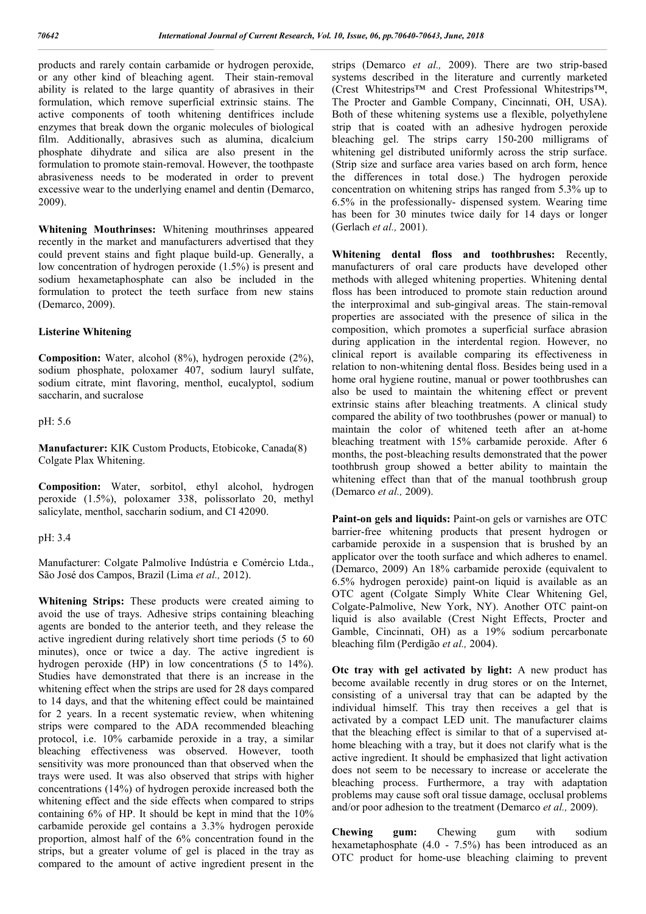products and rarely contain carbamide or hydrogen peroxide, or any other kind of bleaching agent. Their stain-removal ability is related to the large quantity of abrasives in their formulation, which remove superficial extrinsic stains. The active components of tooth whitening dentifrices include enzymes that break down the organic molecules of biological film. Additionally, abrasives such as alumina, dicalcium phosphate dihydrate and silica are also present in the formulation to promote stain-removal. However, the toothpaste abrasiveness needs to be moderated in order to prevent excessive wear to the underlying enamel and dentin (Demarco, 2009).

**Whitening Mouthrinses:** Whitening mouthrinses appeared recently in the market and manufacturers advertised that they could prevent stains and fight plaque build-up. Generally, a low concentration of hydrogen peroxide (1.5%) is present and sodium hexametaphosphate can also be included in the formulation to protect the teeth surface from new stains (Demarco, 2009).

**Listerine Whitening**

**Composition:** Water, alcohol (8%), hydrogen peroxide (2%), sodium phosphate, poloxamer 407, sodium lauryl sulfate, sodium citrate, mint flavoring, menthol, eucalyptol, sodium saccharin, and sucralose

pH: 5.6

**Manufacturer:** KIK Custom Products, Etobicoke, Canada(8) Colgate Plax Whitening.

**Composition:** Water, sorbitol, ethyl alcohol, hydrogen peroxide (1.5%), poloxamer 338, polissorlato 20, methyl salicylate, menthol, saccharin sodium, and CI 42090.

pH: 3.4

Manufacturer: Colgate Palmolive Indústria e Comércio Ltda., São José dos Campos, Brazil (Lima *et al.,* 2012).

**Whitening Strips:** These products were created aiming to avoid the use of trays. Adhesive strips containing bleaching agents are bonded to the anterior teeth, and they release the active ingredient during relatively short time periods (5 to 60 minutes), once or twice a day. The active ingredient is hydrogen peroxide (HP) in low concentrations (5 to 14%). Studies have demonstrated that there is an increase in the whitening effect when the strips are used for 28 days compared to 14 days, and that the whitening effect could be maintained for 2 years. In a recent systematic review, when whitening strips were compared to the ADA recommended bleaching protocol, i.e. 10% carbamide peroxide in a tray, a similar bleaching effectiveness was observed. However, tooth sensitivity was more pronounced than that observed when the trays were used. It was also observed that strips with higher concentrations (14%) of hydrogen peroxide increased both the whitening effect and the side effects when compared to strips containing 6% of HP. It should be kept in mind that the 10% carbamide peroxide gel contains a 3.3% hydrogen peroxide proportion, almost half of the 6% concentration found in the strips, but a greater volume of gel is placed in the tray as compared to the amount of active ingredient present in the strips (Demarco *et al.,* 2009). There are two strip-based systems described in the literature and currently marketed (Crest Whitestrips™ and Crest Professional Whitestrips™, The Procter and Gamble Company, Cincinnati, OH, USA). Both of these whitening systems use a flexible, polyethylene strip that is coated with an adhesive hydrogen peroxide bleaching gel. The strips carry 150-200 milligrams of whitening gel distributed uniformly across the strip surface. (Strip size and surface area varies based on arch form, hence the differences in total dose.) The hydrogen peroxide concentration on whitening strips has ranged from 5.3% up to 6.5% in the professionally- dispensed system. Wearing time has been for 30 minutes twice daily for 14 days or longer (Gerlach *et al.,* 2001).

**Whitening dental floss and toothbrushes:** Recently, manufacturers of oral care products have developed other methods with alleged whitening properties. Whitening dental floss has been introduced to promote stain reduction around the interproximal and sub-gingival areas. The stain-removal properties are associated with the presence of silica in the composition, which promotes a superficial surface abrasion during application in the interdental region. However, no clinical report is available comparing its effectiveness in relation to non-whitening dental floss. Besides being used in a home oral hygiene routine, manual or power toothbrushes can also be used to maintain the whitening effect or prevent extrinsic stains after bleaching treatments. A clinical study compared the ability of two toothbrushes (power or manual) to maintain the color of whitened teeth after an at-home bleaching treatment with 15% carbamide peroxide. After 6 months, the post-bleaching results demonstrated that the power toothbrush group showed a better ability to maintain the whitening effect than that of the manual toothbrush group (Demarco *et al.,* 2009).

**Paint-on gels and liquids:** Paint-on gels or varnishes are OTC barrier-free whitening products that present hydrogen or carbamide peroxide in a suspension that is brushed by an applicator over the tooth surface and which adheres to enamel. (Demarco, 2009) An 18% carbamide peroxide (equivalent to 6.5% hydrogen peroxide) paint-on liquid is available as an OTC agent (Colgate Simply White Clear Whitening Gel, Colgate-Palmolive, New York, NY). Another OTC paint-on liquid is also available (Crest Night Effects, Procter and Gamble, Cincinnati, OH) as a 19% sodium percarbonate bleaching film (Perdigão *et al.,* 2004).

**Otc tray with gel activated by light:** A new product has become available recently in drug stores or on the Internet, consisting of a universal tray that can be adapted by the individual himself. This tray then receives a gel that is activated by a compact LED unit. The manufacturer claims that the bleaching effect is similar to that of a supervised at-home bleaching with a tray, but it does not clarify what is the active ingredient. It should be emphasized that light activation does not seem to be necessary to increase or accelerate the bleaching process. Furthermore, a tray with adaptation problems may cause soft oral tissue damage, occlusal problems and/or poor adhesion to the treatment (Demarco *et al.,* 2009).

**Chewing gum:** Chewing gum with sodium hexametaphosphate (4.0 - 7.5%) has been introduced as an OTC product for home-use bleaching claiming to prevent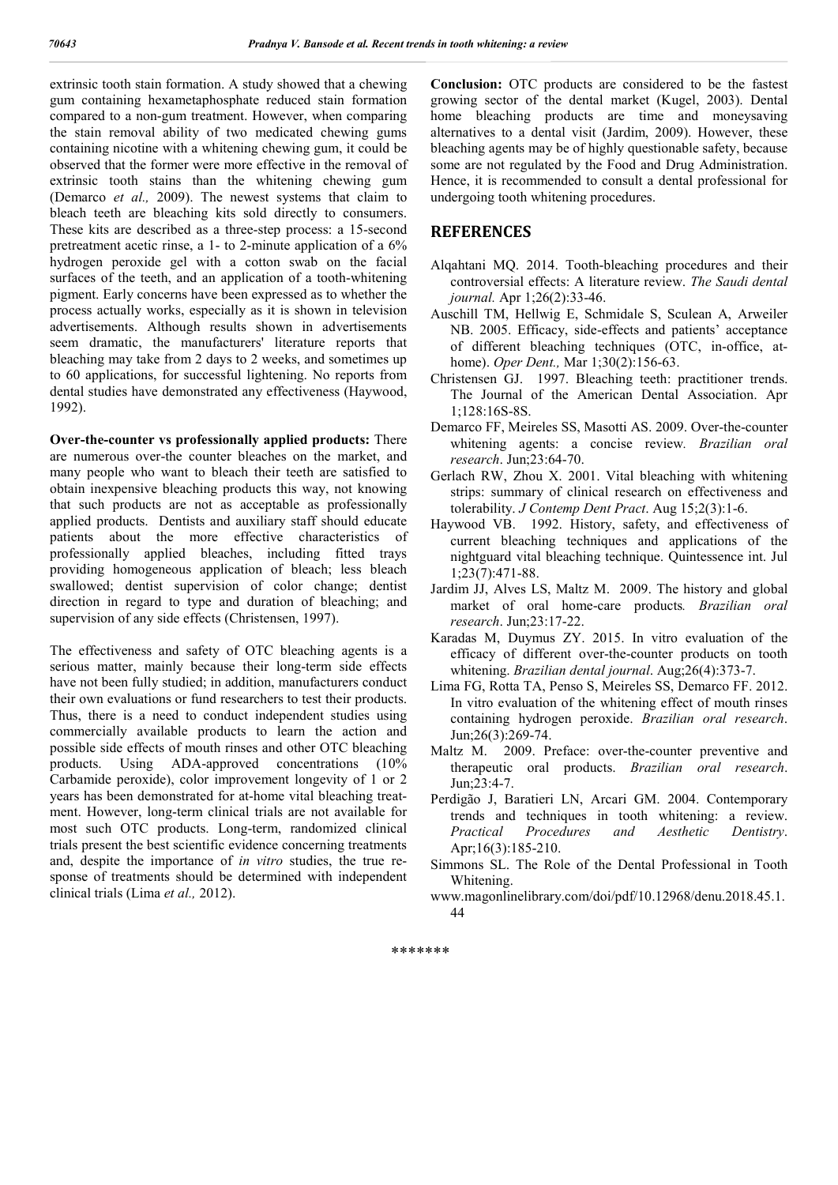extrinsic tooth stain formation. A study showed that a chewing gum containing hexametaphosphate reduced stain formation compared to a non-gum treatment. However, when comparing the stain removal ability of two medicated chewing gums containing nicotine with a whitening chewing gum, it could be observed that the former were more effective in the removal of extrinsic tooth stains than the whitening chewing gum (Demarco *et al.,* 2009). The newest systems that claim to bleach teeth are bleaching kits sold directly to consumers. These kits are described as a three-step process: a 15-second pretreatment acetic rinse, a 1- to 2-minute application of a 6% hydrogen peroxide gel with a cotton swab on the facial surfaces of the teeth, and an application of a tooth-whitening pigment. Early concerns have been expressed as to whether the process actually works, especially as it is shown in television advertisements. Although results shown in advertisements seem dramatic, the manufacturers' literature reports that bleaching may take from 2 days to 2 weeks, and sometimes up to 60 applications, for successful lightening. No reports from dental studies have demonstrated any effectiveness (Haywood, 1992).

**Over-the-counter vs professionally applied products:** There are numerous over-the counter bleaches on the market, and many people who want to bleach their teeth are satisfied to obtain inexpensive bleaching products this way, not knowing that such products are not as acceptable as professionally applied products. Dentists and auxiliary staff should educate patients about the more effective characteristics of professionally applied bleaches, including fitted trays providing homogeneous application of bleach; less bleach swallowed; dentist supervision of color change; dentist direction in regard to type and duration of bleaching; and supervision of any side effects (Christensen, 1997).

The effectiveness and safety of OTC bleaching agents is a serious matter, mainly because their long-term side effects have not been fully studied; in addition, manufacturers conduct their own evaluations or fund researchers to test their products. Thus, there is a need to conduct independent studies using commercially available products to learn the action and possible side effects of mouth rinses and other OTC bleaching products. Using ADA-approved concentrations (10% Carbamide peroxide), color improvement longevity of 1 or 2 years has been demonstrated for at-home vital bleaching treatment. However, long-term clinical trials are not available for most such OTC products. Long-term, randomized clinical trials present the best scientific evidence concerning treatments and, despite the importance of *in vitro* studies, the true response of treatments should be determined with independent clinical trials (Lima *et al.,* 2012).

**Conclusion:** OTC products are considered to be the fastest growing sector of the dental market (Kugel, 2003). Dental home bleaching products are time and moneysaving alternatives to a dental visit (Jardim, 2009). However, these bleaching agents may be of highly questionable safety, because some are not regulated by the Food and Drug Administration. Hence, it is recommended to consult a dental professional for undergoing tooth whitening procedures.

## REFERENCES

- Alqahtani MQ. 2014. Tooth-bleaching procedures and their controversial effects: A literature review. *The Saudi dental journal.* Apr 1;26(2):33-46.
- Auschill TM, Hellwig E, Schmidale S, Sculean A, Arweiler NB. 2005. Efficacy, side-effects and patients' acceptance of different bleaching techniques (OTC, in-office, at-home). *Oper Dent.,* Mar 1;30(2):156-63.
- Christensen GJ. 1997. Bleaching teeth: practitioner trends. The Journal of the American Dental Association. Apr 1;128:16S-8S.
- Demarco FF, Meireles SS, Masotti AS. 2009. Over-the-counter whitening agents: a concise review. *Brazilian oral research*. Jun;23:64-70.
- Gerlach RW, Zhou X. 2001. Vital bleaching with whitening strips: summary of clinical research on effectiveness and tolerability. *J Contemp Dent Pract*. Aug 15;2(3):1-6.
- Haywood VB. 1992. History, safety, and effectiveness of current bleaching techniques and applications of the nightguard vital bleaching technique. Quintessence int. Jul 1;23(7):471-88.
- Jardim JJ, Alves LS, Maltz M. 2009. The history and global market of oral home-care products. *Brazilian oral research*. Jun;23:17-22.
- Karadas M, Duymus ZY. 2015. In vitro evaluation of the efficacy of different over-the-counter products on tooth whitening. *Brazilian dental journal*. Aug;26(4):373-7.
- Lima FG, Rotta TA, Penso S, Meireles SS, Demarco FF. 2012. In vitro evaluation of the whitening effect of mouth rinses containing hydrogen peroxide. *Brazilian oral research*. Jun;26(3):269-74.
- Maltz M. 2009. Preface: over-the-counter preventive and therapeutic oral products. *Brazilian oral research*. Jun;23:4-7.
- Perdigão J, Baratieri LN, Arcari GM. 2004. Contemporary trends and techniques in tooth whitening: a review. *Practical Procedures and Aesthetic Dentistry*. Apr;16(3):185-210.
- Simmons SL. The Role of the Dental Professional in Tooth Whitening.
- www.magonlinelibrary.com/doi/pdf/10.12968/denu.2018.45.1.44

*******